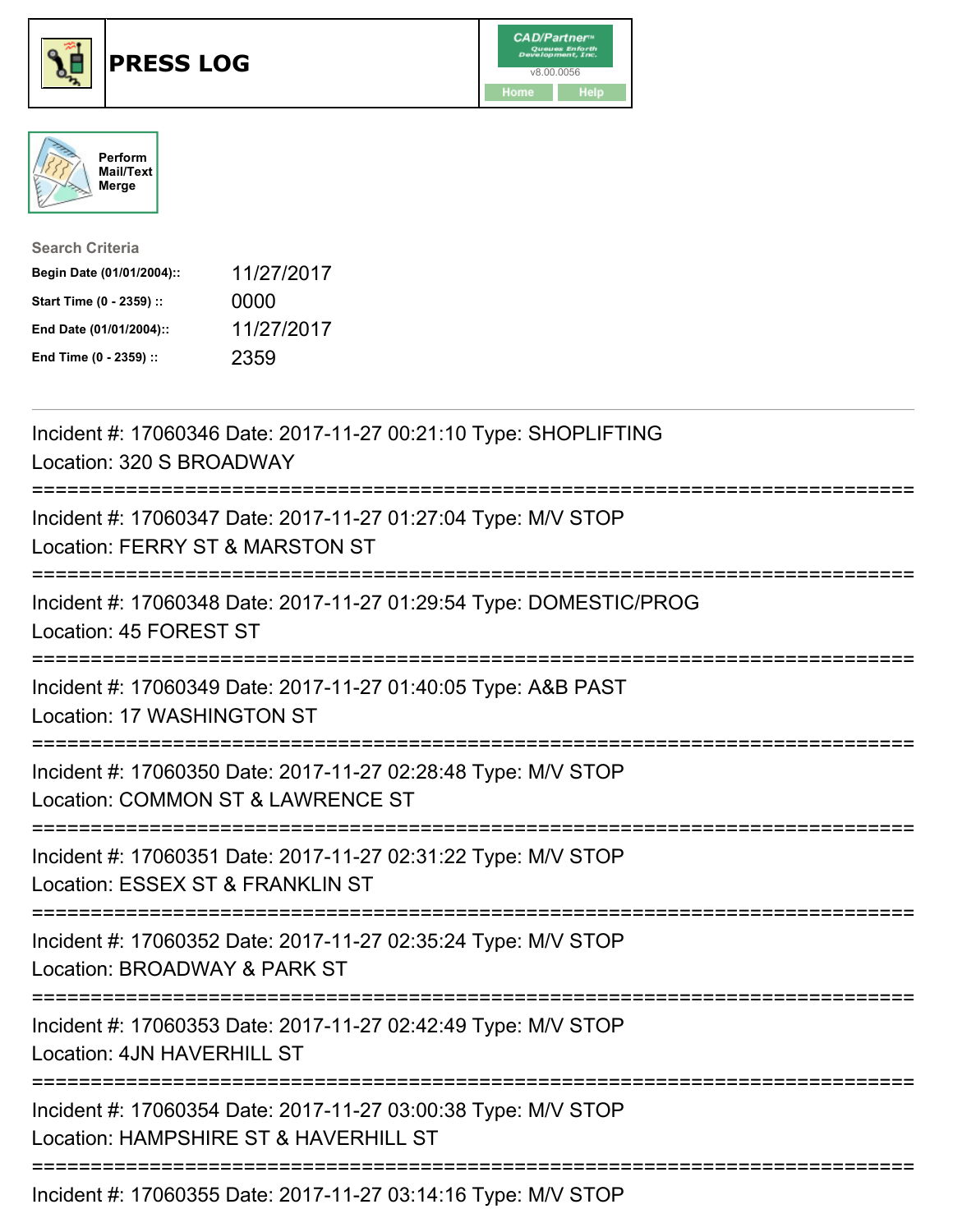# PRESS LOG

CAD/Partner v8.00.0056

Home Help

Perform Mail/Text Merge

**Search Criteria**

| | |
|---|---|
| **Begin Date (01/01/2004)::** | 11/27/2017 |
| **Start Time (0 - 2359) ::** | 0000 |
| **End Date (01/01/2004)::** | 11/27/2017 |
| **End Time (0 - 2359) ::** | 2359 |

---

Incident #: 17060346 Date: 2017-11-27 00:21:10 Type: SHOPLIFTING
Location: 320 S BROADWAY

===========================================================================

Incident #: 17060347 Date: 2017-11-27 01:27:04 Type: M/V STOP
Location: FERRY ST & MARSTON ST

===========================================================================

Incident #: 17060348 Date: 2017-11-27 01:29:54 Type: DOMESTIC/PROG
Location: 45 FOREST ST

===========================================================================

Incident #: 17060349 Date: 2017-11-27 01:40:05 Type: A&B PAST
Location: 17 WASHINGTON ST

===========================================================================

Incident #: 17060350 Date: 2017-11-27 02:28:48 Type: M/V STOP
Location: COMMON ST & LAWRENCE ST

===========================================================================

Incident #: 17060351 Date: 2017-11-27 02:31:22 Type: M/V STOP
Location: ESSEX ST & FRANKLIN ST

===========================================================================

Incident #: 17060352 Date: 2017-11-27 02:35:24 Type: M/V STOP
Location: BROADWAY & PARK ST

===========================================================================

Incident #: 17060353 Date: 2017-11-27 02:42:49 Type: M/V STOP
Location: 4JN HAVERHILL ST

===========================================================================

Incident #: 17060354 Date: 2017-11-27 03:00:38 Type: M/V STOP
Location: HAMPSHIRE ST & HAVERHILL ST

===========================================================================

Incident #: 17060355 Date: 2017-11-27 03:14:16 Type: M/V STOP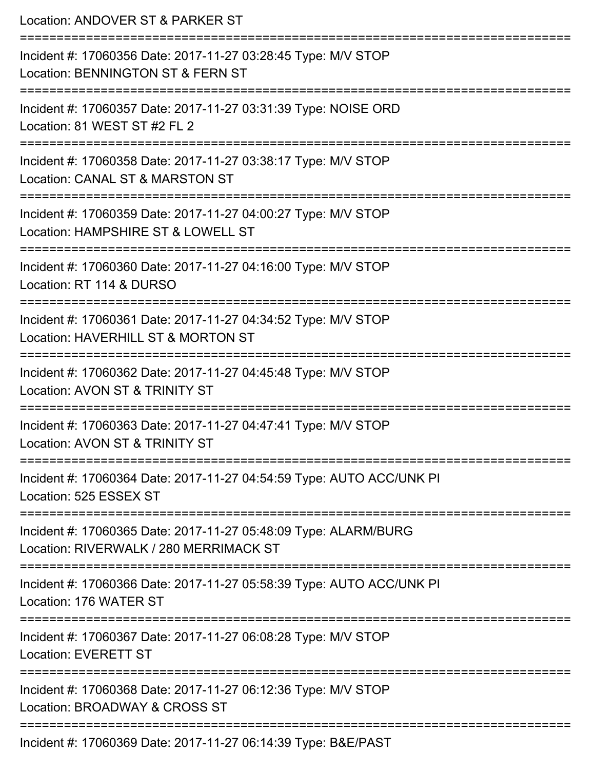Location: ANDOVER ST & PARKER ST

===========================================================================

Incident #: 17060356 Date: 2017-11-27 03:28:45 Type: M/V STOP
Location: BENNINGTON ST & FERN ST

===========================================================================

Incident #: 17060357 Date: 2017-11-27 03:31:39 Type: NOISE ORD
Location: 81 WEST ST #2 FL 2

===========================================================================

Incident #: 17060358 Date: 2017-11-27 03:38:17 Type: M/V STOP
Location: CANAL ST & MARSTON ST

===========================================================================

Incident #: 17060359 Date: 2017-11-27 04:00:27 Type: M/V STOP
Location: HAMPSHIRE ST & LOWELL ST

===========================================================================

Incident #: 17060360 Date: 2017-11-27 04:16:00 Type: M/V STOP
Location: RT 114 & DURSO

===========================================================================

Incident #: 17060361 Date: 2017-11-27 04:34:52 Type: M/V STOP
Location: HAVERHILL ST & MORTON ST

===========================================================================

Incident #: 17060362 Date: 2017-11-27 04:45:48 Type: M/V STOP
Location: AVON ST & TRINITY ST

===========================================================================

Incident #: 17060363 Date: 2017-11-27 04:47:41 Type: M/V STOP
Location: AVON ST & TRINITY ST

===========================================================================

Incident #: 17060364 Date: 2017-11-27 04:54:59 Type: AUTO ACC/UNK PI
Location: 525 ESSEX ST

===========================================================================

Incident #: 17060365 Date: 2017-11-27 05:48:09 Type: ALARM/BURG
Location: RIVERWALK / 280 MERRIMACK ST

===========================================================================

Incident #: 17060366 Date: 2017-11-27 05:58:39 Type: AUTO ACC/UNK PI
Location: 176 WATER ST

===========================================================================

Incident #: 17060367 Date: 2017-11-27 06:08:28 Type: M/V STOP
Location: EVERETT ST

===========================================================================

Incident #: 17060368 Date: 2017-11-27 06:12:36 Type: M/V STOP
Location: BROADWAY & CROSS ST

===========================================================================

Incident #: 17060369 Date: 2017-11-27 06:14:39 Type: B&E/PAST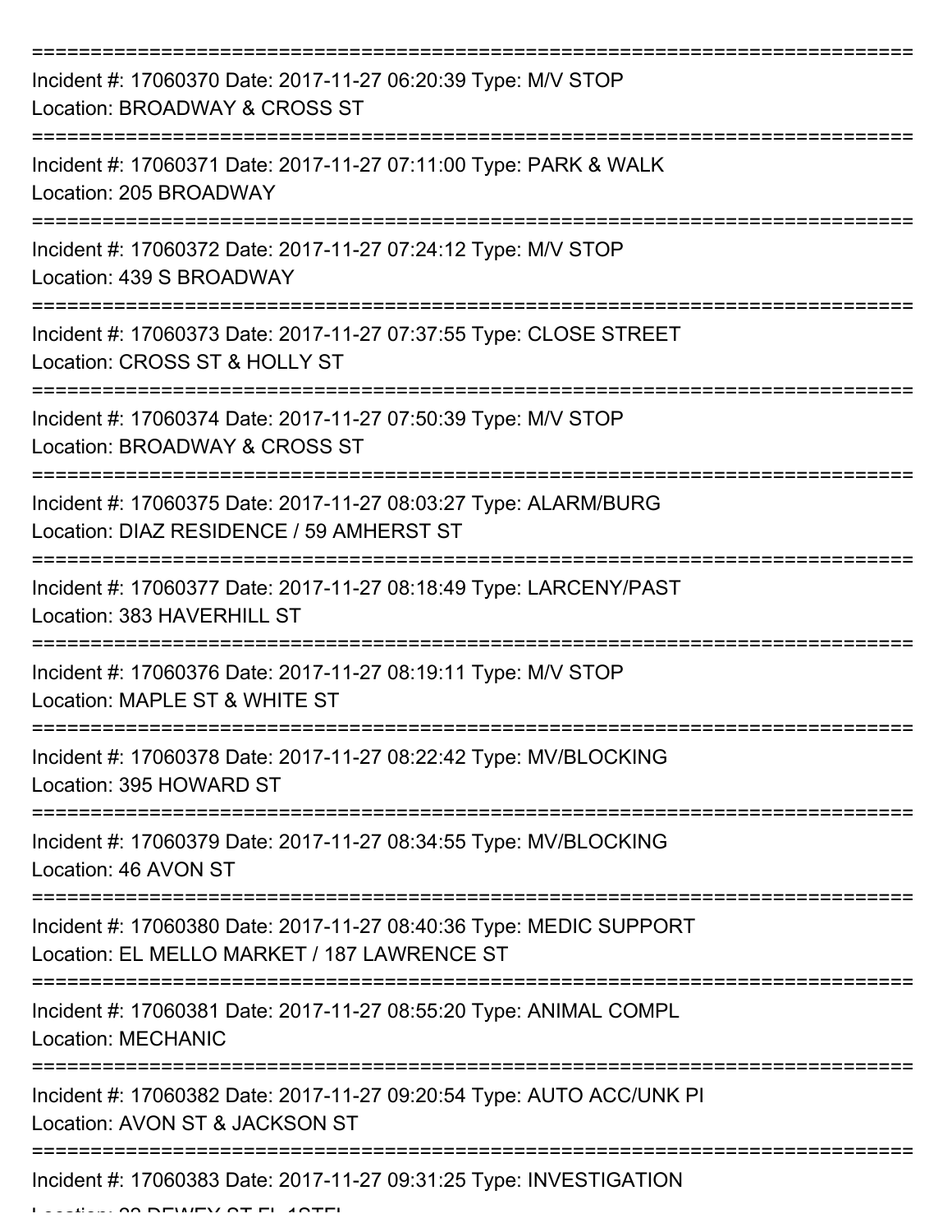===========================================================================

Incident #: 17060370 Date: 2017-11-27 06:20:39 Type: M/V STOP
Location: BROADWAY & CROSS ST

===========================================================================

Incident #: 17060371 Date: 2017-11-27 07:11:00 Type: PARK & WALK
Location: 205 BROADWAY

===========================================================================

Incident #: 17060372 Date: 2017-11-27 07:24:12 Type: M/V STOP
Location: 439 S BROADWAY

===========================================================================

Incident #: 17060373 Date: 2017-11-27 07:37:55 Type: CLOSE STREET
Location: CROSS ST & HOLLY ST

===========================================================================

Incident #: 17060374 Date: 2017-11-27 07:50:39 Type: M/V STOP
Location: BROADWAY & CROSS ST

===========================================================================

Incident #: 17060375 Date: 2017-11-27 08:03:27 Type: ALARM/BURG
Location: DIAZ RESIDENCE / 59 AMHERST ST

===========================================================================

Incident #: 17060377 Date: 2017-11-27 08:18:49 Type: LARCENY/PAST
Location: 383 HAVERHILL ST

===========================================================================

Incident #: 17060376 Date: 2017-11-27 08:19:11 Type: M/V STOP
Location: MAPLE ST & WHITE ST

===========================================================================

Incident #: 17060378 Date: 2017-11-27 08:22:42 Type: MV/BLOCKING
Location: 395 HOWARD ST

===========================================================================

Incident #: 17060379 Date: 2017-11-27 08:34:55 Type: MV/BLOCKING
Location: 46 AVON ST

===========================================================================

Incident #: 17060380 Date: 2017-11-27 08:40:36 Type: MEDIC SUPPORT
Location: EL MELLO MARKET / 187 LAWRENCE ST

===========================================================================

Incident #: 17060381 Date: 2017-11-27 08:55:20 Type: ANIMAL COMPL
Location: MECHANIC

===========================================================================

Incident #: 17060382 Date: 2017-11-27 09:20:54 Type: AUTO ACC/UNK PI
Location: AVON ST & JACKSON ST

===========================================================================

Incident #: 17060383 Date: 2017-11-27 09:31:25 Type: INVESTIGATION
Location: 22 DEWEY ST FL 1STFL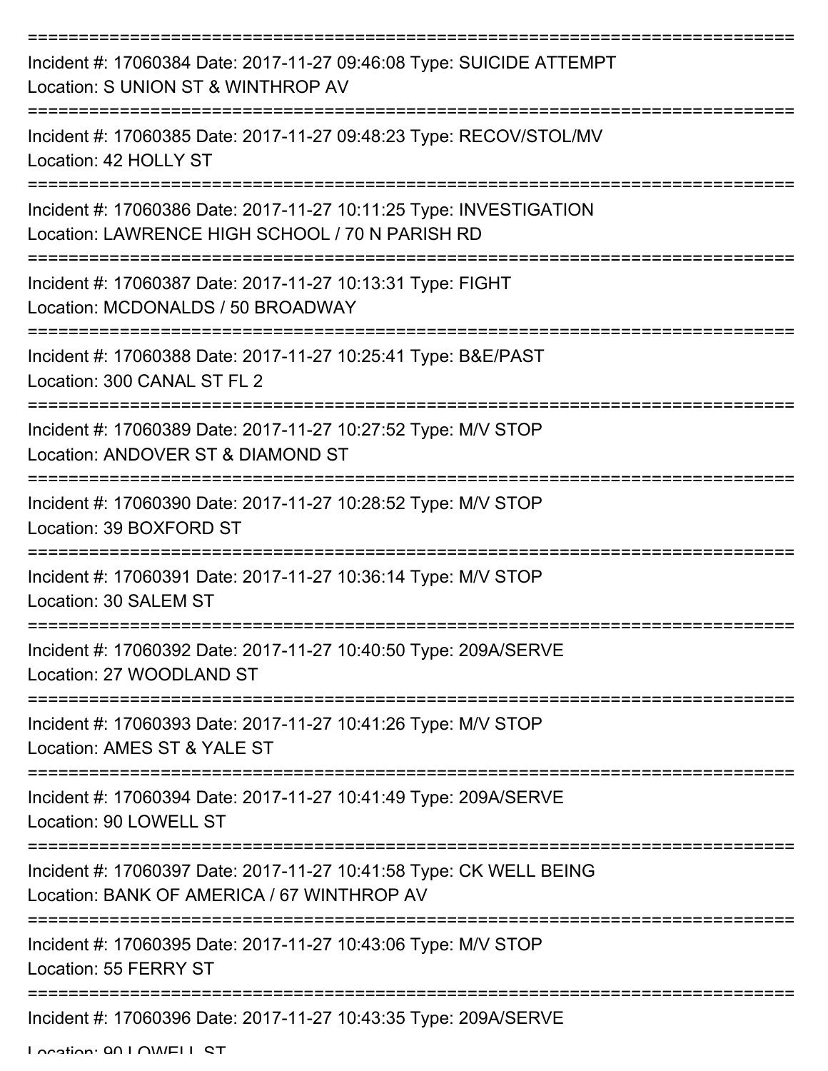===========================================================================

Incident #: 17060384 Date: 2017-11-27 09:46:08 Type: SUICIDE ATTEMPT
Location: S UNION ST & WINTHROP AV

===========================================================================

Incident #: 17060385 Date: 2017-11-27 09:48:23 Type: RECOV/STOL/MV
Location: 42 HOLLY ST

===========================================================================

Incident #: 17060386 Date: 2017-11-27 10:11:25 Type: INVESTIGATION
Location: LAWRENCE HIGH SCHOOL / 70 N PARISH RD

===========================================================================

Incident #: 17060387 Date: 2017-11-27 10:13:31 Type: FIGHT
Location: MCDONALDS / 50 BROADWAY

===========================================================================

Incident #: 17060388 Date: 2017-11-27 10:25:41 Type: B&E/PAST
Location: 300 CANAL ST FL 2

===========================================================================

Incident #: 17060389 Date: 2017-11-27 10:27:52 Type: M/V STOP
Location: ANDOVER ST & DIAMOND ST

===========================================================================

Incident #: 17060390 Date: 2017-11-27 10:28:52 Type: M/V STOP
Location: 39 BOXFORD ST

===========================================================================

Incident #: 17060391 Date: 2017-11-27 10:36:14 Type: M/V STOP
Location: 30 SALEM ST

===========================================================================

Incident #: 17060392 Date: 2017-11-27 10:40:50 Type: 209A/SERVE
Location: 27 WOODLAND ST

===========================================================================

Incident #: 17060393 Date: 2017-11-27 10:41:26 Type: M/V STOP
Location: AMES ST & YALE ST

===========================================================================

Incident #: 17060394 Date: 2017-11-27 10:41:49 Type: 209A/SERVE
Location: 90 LOWELL ST

===========================================================================

Incident #: 17060397 Date: 2017-11-27 10:41:58 Type: CK WELL BEING
Location: BANK OF AMERICA / 67 WINTHROP AV

===========================================================================

Incident #: 17060395 Date: 2017-11-27 10:43:06 Type: M/V STOP
Location: 55 FERRY ST

===========================================================================

Incident #: 17060396 Date: 2017-11-27 10:43:35 Type: 209A/SERVE
Location: 90 LOWELL ST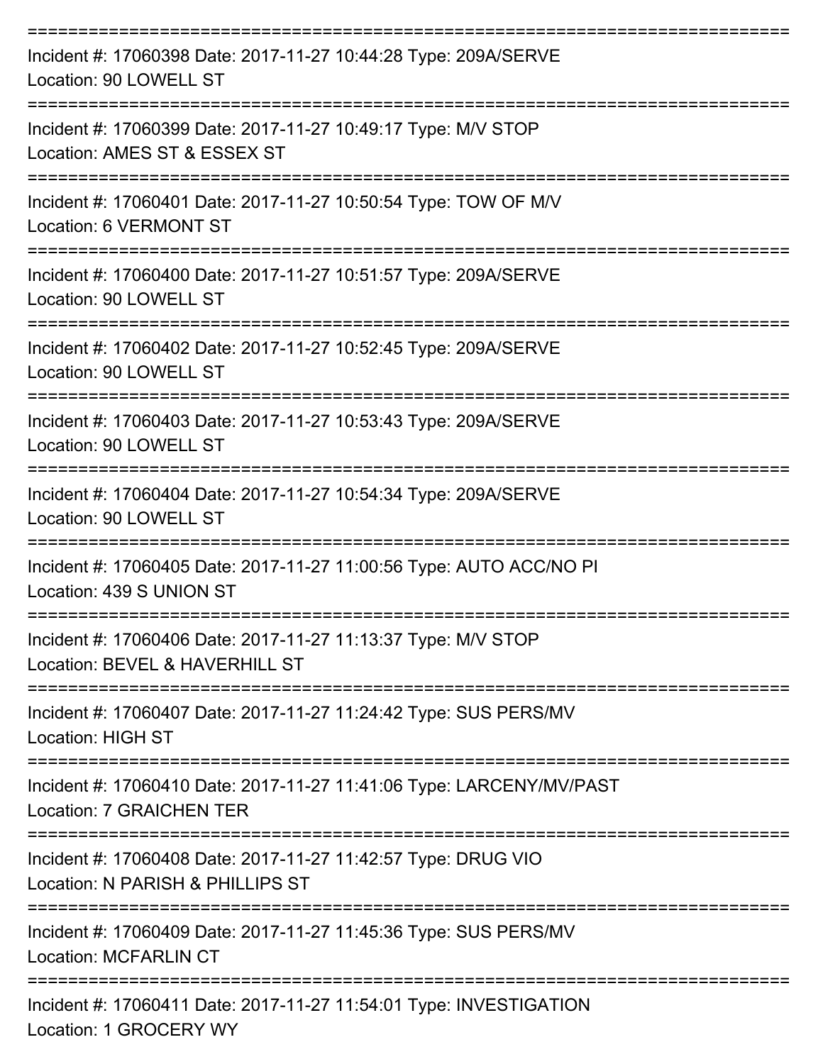Incident #: 17060398 Date: 2017-11-27 10:44:28 Type: 209A/SERVE
Location: 90 LOWELL ST

Incident #: 17060399 Date: 2017-11-27 10:49:17 Type: M/V STOP
Location: AMES ST & ESSEX ST

Incident #: 17060401 Date: 2017-11-27 10:50:54 Type: TOW OF M/V
Location: 6 VERMONT ST

Incident #: 17060400 Date: 2017-11-27 10:51:57 Type: 209A/SERVE
Location: 90 LOWELL ST

Incident #: 17060402 Date: 2017-11-27 10:52:45 Type: 209A/SERVE
Location: 90 LOWELL ST

Incident #: 17060403 Date: 2017-11-27 10:53:43 Type: 209A/SERVE
Location: 90 LOWELL ST

Incident #: 17060404 Date: 2017-11-27 10:54:34 Type: 209A/SERVE
Location: 90 LOWELL ST

Incident #: 17060405 Date: 2017-11-27 11:00:56 Type: AUTO ACC/NO PI
Location: 439 S UNION ST

Incident #: 17060406 Date: 2017-11-27 11:13:37 Type: M/V STOP
Location: BEVEL & HAVERHILL ST

Incident #: 17060407 Date: 2017-11-27 11:24:42 Type: SUS PERS/MV
Location: HIGH ST

Incident #: 17060410 Date: 2017-11-27 11:41:06 Type: LARCENY/MV/PAST
Location: 7 GRAICHEN TER

Incident #: 17060408 Date: 2017-11-27 11:42:57 Type: DRUG VIO
Location: N PARISH & PHILLIPS ST

Incident #: 17060409 Date: 2017-11-27 11:45:36 Type: SUS PERS/MV
Location: MCFARLIN CT

Incident #: 17060411 Date: 2017-11-27 11:54:01 Type: INVESTIGATION
Location: 1 GROCERY WY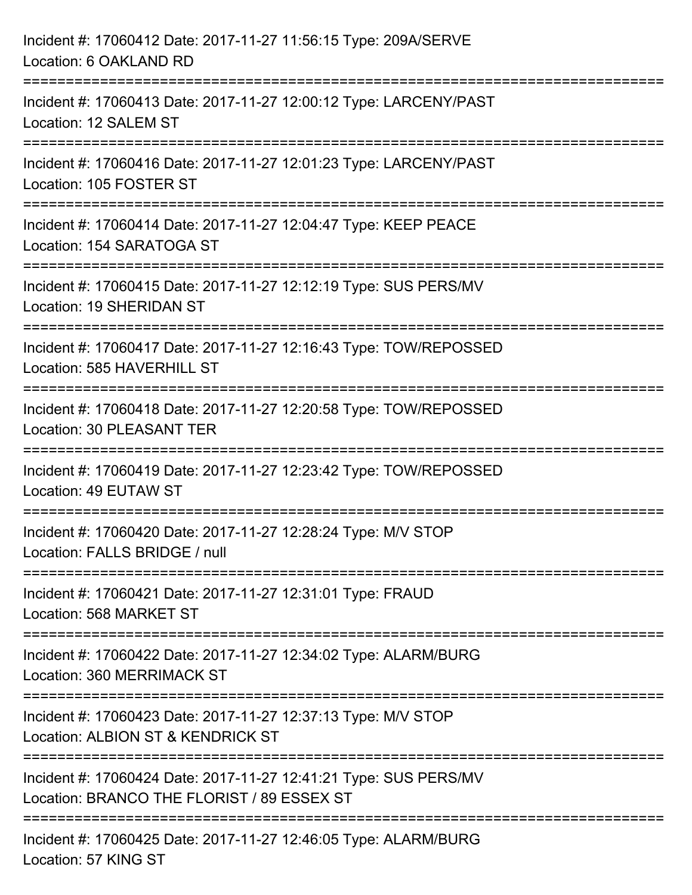Incident #: 17060412 Date: 2017-11-27 11:56:15 Type: 209A/SERVE
Location: 6 OAKLAND RD

===========================================================================

Incident #: 17060413 Date: 2017-11-27 12:00:12 Type: LARCENY/PAST
Location: 12 SALEM ST

===========================================================================

Incident #: 17060416 Date: 2017-11-27 12:01:23 Type: LARCENY/PAST
Location: 105 FOSTER ST

===========================================================================

Incident #: 17060414 Date: 2017-11-27 12:04:47 Type: KEEP PEACE
Location: 154 SARATOGA ST

===========================================================================

Incident #: 17060415 Date: 2017-11-27 12:12:19 Type: SUS PERS/MV
Location: 19 SHERIDAN ST

===========================================================================

Incident #: 17060417 Date: 2017-11-27 12:16:43 Type: TOW/REPOSSED
Location: 585 HAVERHILL ST

===========================================================================

Incident #: 17060418 Date: 2017-11-27 12:20:58 Type: TOW/REPOSSED
Location: 30 PLEASANT TER

===========================================================================

Incident #: 17060419 Date: 2017-11-27 12:23:42 Type: TOW/REPOSSED
Location: 49 EUTAW ST

===========================================================================

Incident #: 17060420 Date: 2017-11-27 12:28:24 Type: M/V STOP
Location: FALLS BRIDGE / null

===========================================================================

Incident #: 17060421 Date: 2017-11-27 12:31:01 Type: FRAUD
Location: 568 MARKET ST

===========================================================================

Incident #: 17060422 Date: 2017-11-27 12:34:02 Type: ALARM/BURG
Location: 360 MERRIMACK ST

===========================================================================

Incident #: 17060423 Date: 2017-11-27 12:37:13 Type: M/V STOP
Location: ALBION ST & KENDRICK ST

===========================================================================

Incident #: 17060424 Date: 2017-11-27 12:41:21 Type: SUS PERS/MV
Location: BRANCO THE FLORIST / 89 ESSEX ST

===========================================================================

Incident #: 17060425 Date: 2017-11-27 12:46:05 Type: ALARM/BURG
Location: 57 KING ST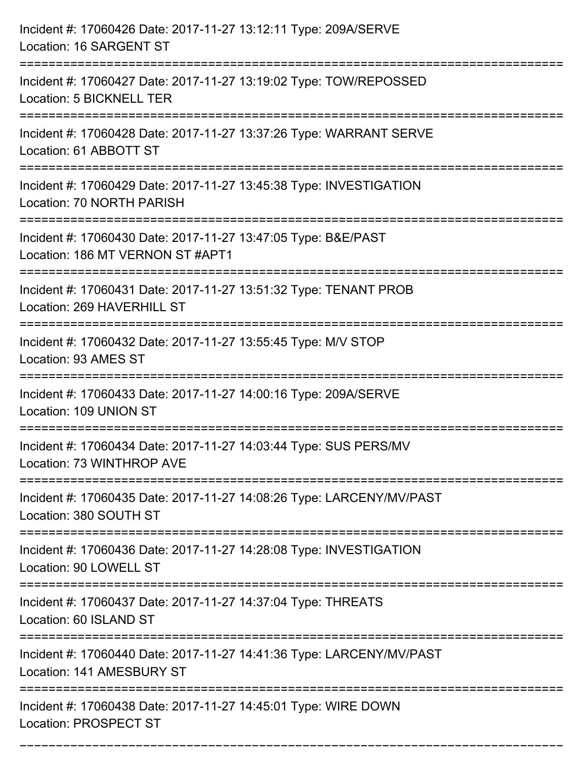Incident #: 17060426 Date: 2017-11-27 13:12:11 Type: 209A/SERVE
Location: 16 SARGENT ST

===========================================================================

Incident #: 17060427 Date: 2017-11-27 13:19:02 Type: TOW/REPOSSED
Location: 5 BICKNELL TER

===========================================================================

Incident #: 17060428 Date: 2017-11-27 13:37:26 Type: WARRANT SERVE
Location: 61 ABBOTT ST

===========================================================================

Incident #: 17060429 Date: 2017-11-27 13:45:38 Type: INVESTIGATION
Location: 70 NORTH PARISH

===========================================================================

Incident #: 17060430 Date: 2017-11-27 13:47:05 Type: B&E/PAST
Location: 186 MT VERNON ST #APT1

===========================================================================

Incident #: 17060431 Date: 2017-11-27 13:51:32 Type: TENANT PROB
Location: 269 HAVERHILL ST

===========================================================================

Incident #: 17060432 Date: 2017-11-27 13:55:45 Type: M/V STOP
Location: 93 AMES ST

===========================================================================

Incident #: 17060433 Date: 2017-11-27 14:00:16 Type: 209A/SERVE
Location: 109 UNION ST

===========================================================================

Incident #: 17060434 Date: 2017-11-27 14:03:44 Type: SUS PERS/MV
Location: 73 WINTHROP AVE

===========================================================================

Incident #: 17060435 Date: 2017-11-27 14:08:26 Type: LARCENY/MV/PAST
Location: 380 SOUTH ST

===========================================================================

Incident #: 17060436 Date: 2017-11-27 14:28:08 Type: INVESTIGATION
Location: 90 LOWELL ST

===========================================================================

Incident #: 17060437 Date: 2017-11-27 14:37:04 Type: THREATS
Location: 60 ISLAND ST

===========================================================================

Incident #: 17060440 Date: 2017-11-27 14:41:36 Type: LARCENY/MV/PAST
Location: 141 AMESBURY ST

===========================================================================

Incident #: 17060438 Date: 2017-11-27 14:45:01 Type: WIRE DOWN
Location: PROSPECT ST

===========================================================================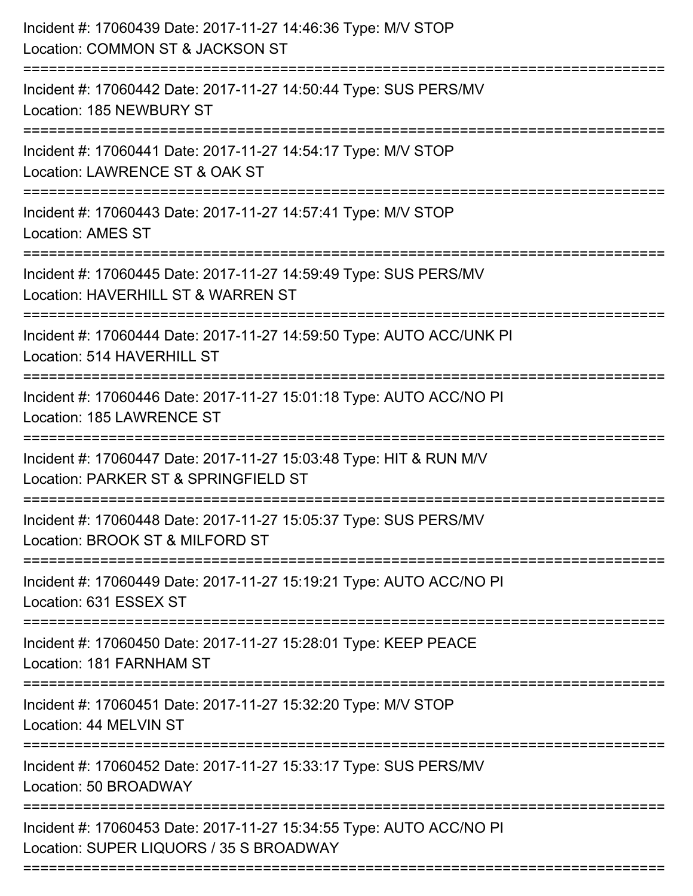Incident #: 17060439 Date: 2017-11-27 14:46:36 Type: M/V STOP
Location: COMMON ST & JACKSON ST

===========================================================================

Incident #: 17060442 Date: 2017-11-27 14:50:44 Type: SUS PERS/MV
Location: 185 NEWBURY ST

===========================================================================

Incident #: 17060441 Date: 2017-11-27 14:54:17 Type: M/V STOP
Location: LAWRENCE ST & OAK ST

===========================================================================

Incident #: 17060443 Date: 2017-11-27 14:57:41 Type: M/V STOP
Location: AMES ST

===========================================================================

Incident #: 17060445 Date: 2017-11-27 14:59:49 Type: SUS PERS/MV
Location: HAVERHILL ST & WARREN ST

===========================================================================

Incident #: 17060444 Date: 2017-11-27 14:59:50 Type: AUTO ACC/UNK PI
Location: 514 HAVERHILL ST

===========================================================================

Incident #: 17060446 Date: 2017-11-27 15:01:18 Type: AUTO ACC/NO PI
Location: 185 LAWRENCE ST

===========================================================================

Incident #: 17060447 Date: 2017-11-27 15:03:48 Type: HIT & RUN M/V
Location: PARKER ST & SPRINGFIELD ST

===========================================================================

Incident #: 17060448 Date: 2017-11-27 15:05:37 Type: SUS PERS/MV
Location: BROOK ST & MILFORD ST

===========================================================================

Incident #: 17060449 Date: 2017-11-27 15:19:21 Type: AUTO ACC/NO PI
Location: 631 ESSEX ST

===========================================================================

Incident #: 17060450 Date: 2017-11-27 15:28:01 Type: KEEP PEACE
Location: 181 FARNHAM ST

===========================================================================

Incident #: 17060451 Date: 2017-11-27 15:32:20 Type: M/V STOP
Location: 44 MELVIN ST

===========================================================================

Incident #: 17060452 Date: 2017-11-27 15:33:17 Type: SUS PERS/MV
Location: 50 BROADWAY

===========================================================================

Incident #: 17060453 Date: 2017-11-27 15:34:55 Type: AUTO ACC/NO PI
Location: SUPER LIQUORS / 35 S BROADWAY

===========================================================================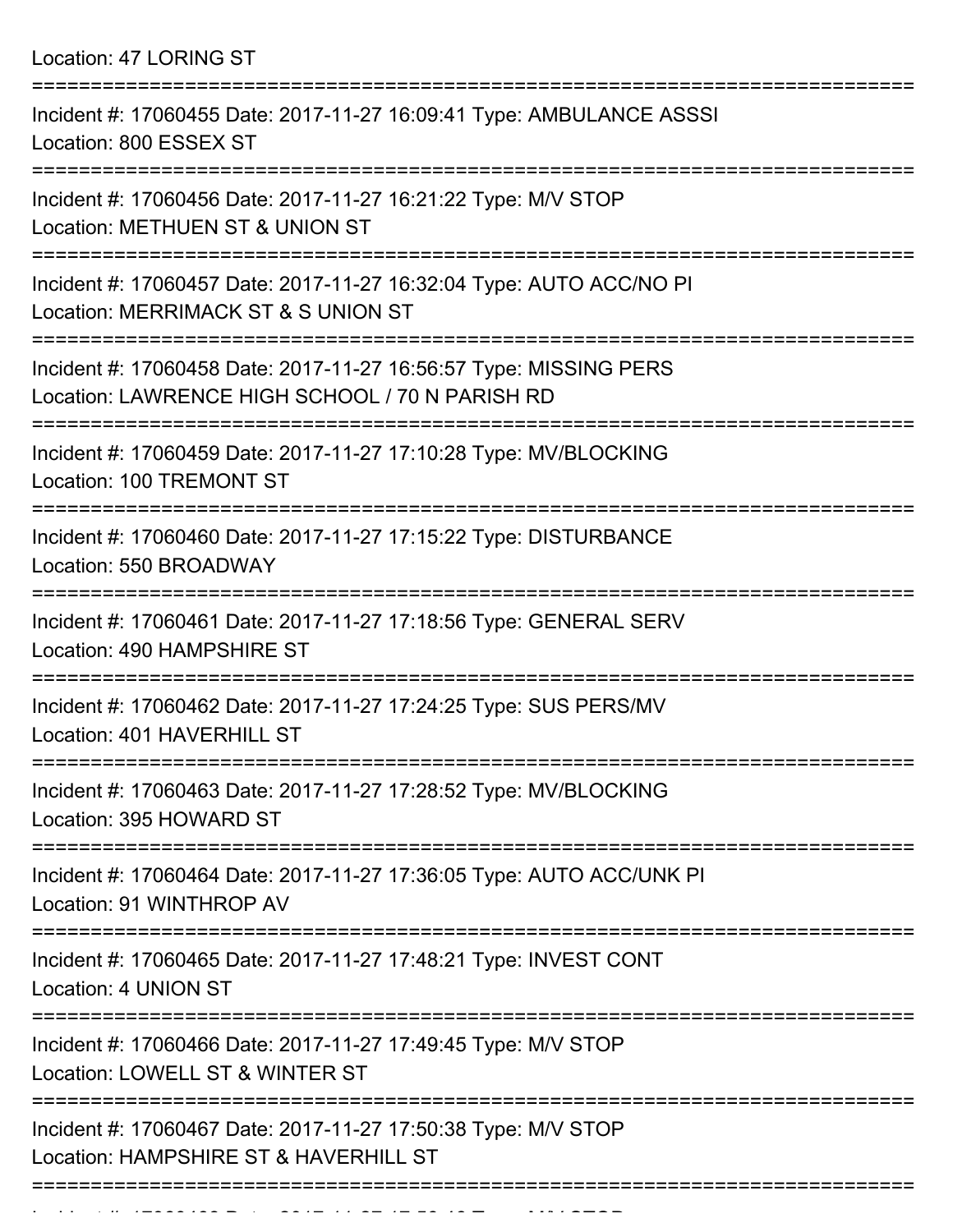Location: 47 LORING ST

===========================================================================

Incident #: 17060455 Date: 2017-11-27 16:09:41 Type: AMBULANCE ASSSI
Location: 800 ESSEX ST

===========================================================================

Incident #: 17060456 Date: 2017-11-27 16:21:22 Type: M/V STOP
Location: METHUEN ST & UNION ST

===========================================================================

Incident #: 17060457 Date: 2017-11-27 16:32:04 Type: AUTO ACC/NO PI
Location: MERRIMACK ST & S UNION ST

===========================================================================

Incident #: 17060458 Date: 2017-11-27 16:56:57 Type: MISSING PERS
Location: LAWRENCE HIGH SCHOOL / 70 N PARISH RD

===========================================================================

Incident #: 17060459 Date: 2017-11-27 17:10:28 Type: MV/BLOCKING
Location: 100 TREMONT ST

===========================================================================

Incident #: 17060460 Date: 2017-11-27 17:15:22 Type: DISTURBANCE
Location: 550 BROADWAY

===========================================================================

Incident #: 17060461 Date: 2017-11-27 17:18:56 Type: GENERAL SERV
Location: 490 HAMPSHIRE ST

===========================================================================

Incident #: 17060462 Date: 2017-11-27 17:24:25 Type: SUS PERS/MV
Location: 401 HAVERHILL ST

===========================================================================

Incident #: 17060463 Date: 2017-11-27 17:28:52 Type: MV/BLOCKING
Location: 395 HOWARD ST

===========================================================================

Incident #: 17060464 Date: 2017-11-27 17:36:05 Type: AUTO ACC/UNK PI
Location: 91 WINTHROP AV

===========================================================================

Incident #: 17060465 Date: 2017-11-27 17:48:21 Type: INVEST CONT
Location: 4 UNION ST

===========================================================================

Incident #: 17060466 Date: 2017-11-27 17:49:45 Type: M/V STOP
Location: LOWELL ST & WINTER ST

===========================================================================

Incident #: 17060467 Date: 2017-11-27 17:50:38 Type: M/V STOP
Location: HAMPSHIRE ST & HAVERHILL ST

===========================================================================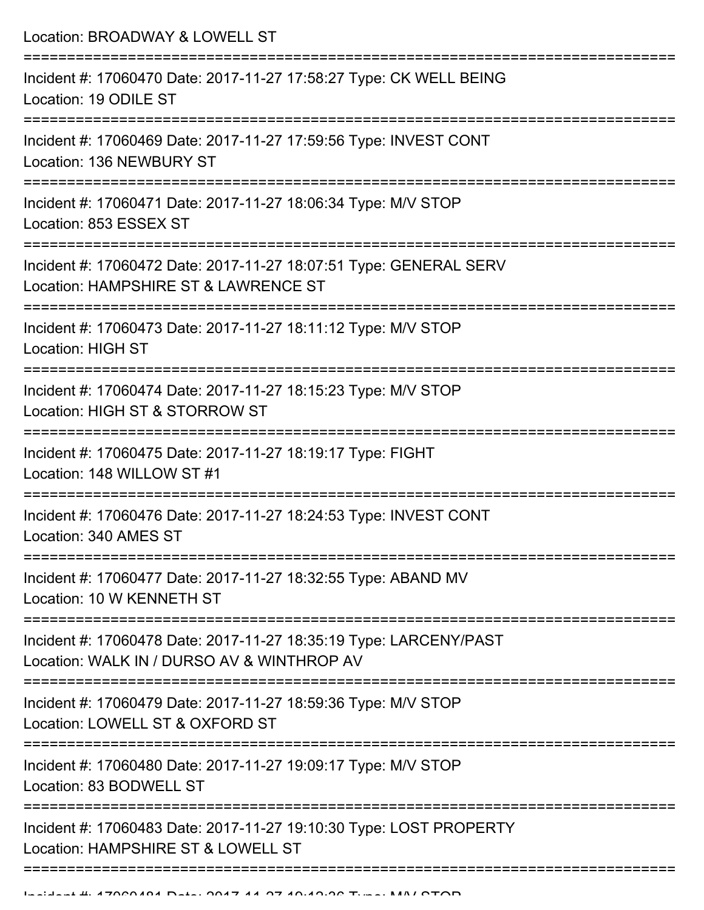Location: BROADWAY & LOWELL ST

===========================================================================

Incident #: 17060470 Date: 2017-11-27 17:58:27 Type: CK WELL BEING
Location: 19 ODILE ST

===========================================================================

Incident #: 17060469 Date: 2017-11-27 17:59:56 Type: INVEST CONT
Location: 136 NEWBURY ST

===========================================================================

Incident #: 17060471 Date: 2017-11-27 18:06:34 Type: M/V STOP
Location: 853 ESSEX ST

===========================================================================

Incident #: 17060472 Date: 2017-11-27 18:07:51 Type: GENERAL SERV
Location: HAMPSHIRE ST & LAWRENCE ST

===========================================================================

Incident #: 17060473 Date: 2017-11-27 18:11:12 Type: M/V STOP
Location: HIGH ST

===========================================================================

Incident #: 17060474 Date: 2017-11-27 18:15:23 Type: M/V STOP
Location: HIGH ST & STORROW ST

===========================================================================

Incident #: 17060475 Date: 2017-11-27 18:19:17 Type: FIGHT
Location: 148 WILLOW ST #1

===========================================================================

Incident #: 17060476 Date: 2017-11-27 18:24:53 Type: INVEST CONT
Location: 340 AMES ST

===========================================================================

Incident #: 17060477 Date: 2017-11-27 18:32:55 Type: ABAND MV
Location: 10 W KENNETH ST

===========================================================================

Incident #: 17060478 Date: 2017-11-27 18:35:19 Type: LARCENY/PAST
Location: WALK IN / DURSO AV & WINTHROP AV

===========================================================================

Incident #: 17060479 Date: 2017-11-27 18:59:36 Type: M/V STOP
Location: LOWELL ST & OXFORD ST

===========================================================================

Incident #: 17060480 Date: 2017-11-27 19:09:17 Type: M/V STOP
Location: 83 BODWELL ST

===========================================================================

Incident #: 17060483 Date: 2017-11-27 19:10:30 Type: LOST PROPERTY
Location: HAMPSHIRE ST & LOWELL ST

===========================================================================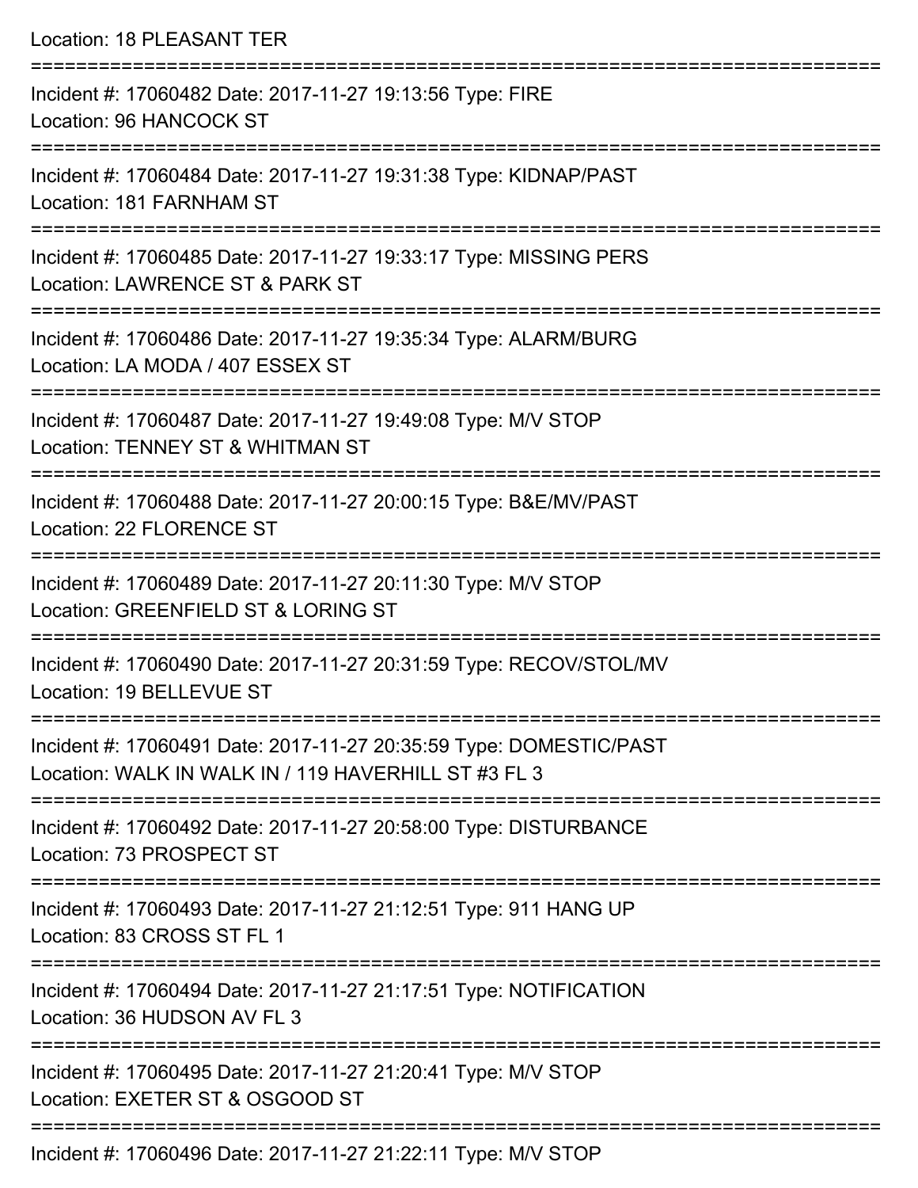Location: 18 PLEASANT TER

===========================================================================

Incident #: 17060482 Date: 2017-11-27 19:13:56 Type: FIRE
Location: 96 HANCOCK ST

===========================================================================

Incident #: 17060484 Date: 2017-11-27 19:31:38 Type: KIDNAP/PAST
Location: 181 FARNHAM ST

===========================================================================

Incident #: 17060485 Date: 2017-11-27 19:33:17 Type: MISSING PERS
Location: LAWRENCE ST & PARK ST

===========================================================================

Incident #: 17060486 Date: 2017-11-27 19:35:34 Type: ALARM/BURG
Location: LA MODA / 407 ESSEX ST

===========================================================================

Incident #: 17060487 Date: 2017-11-27 19:49:08 Type: M/V STOP
Location: TENNEY ST & WHITMAN ST

===========================================================================

Incident #: 17060488 Date: 2017-11-27 20:00:15 Type: B&E/MV/PAST
Location: 22 FLORENCE ST

===========================================================================

Incident #: 17060489 Date: 2017-11-27 20:11:30 Type: M/V STOP
Location: GREENFIELD ST & LORING ST

===========================================================================

Incident #: 17060490 Date: 2017-11-27 20:31:59 Type: RECOV/STOL/MV
Location: 19 BELLEVUE ST

===========================================================================

Incident #: 17060491 Date: 2017-11-27 20:35:59 Type: DOMESTIC/PAST
Location: WALK IN WALK IN / 119 HAVERHILL ST #3 FL 3

===========================================================================

Incident #: 17060492 Date: 2017-11-27 20:58:00 Type: DISTURBANCE
Location: 73 PROSPECT ST

===========================================================================

Incident #: 17060493 Date: 2017-11-27 21:12:51 Type: 911 HANG UP
Location: 83 CROSS ST FL 1

===========================================================================

Incident #: 17060494 Date: 2017-11-27 21:17:51 Type: NOTIFICATION
Location: 36 HUDSON AV FL 3

===========================================================================

Incident #: 17060495 Date: 2017-11-27 21:20:41 Type: M/V STOP
Location: EXETER ST & OSGOOD ST

===========================================================================

Incident #: 17060496 Date: 2017-11-27 21:22:11 Type: M/V STOP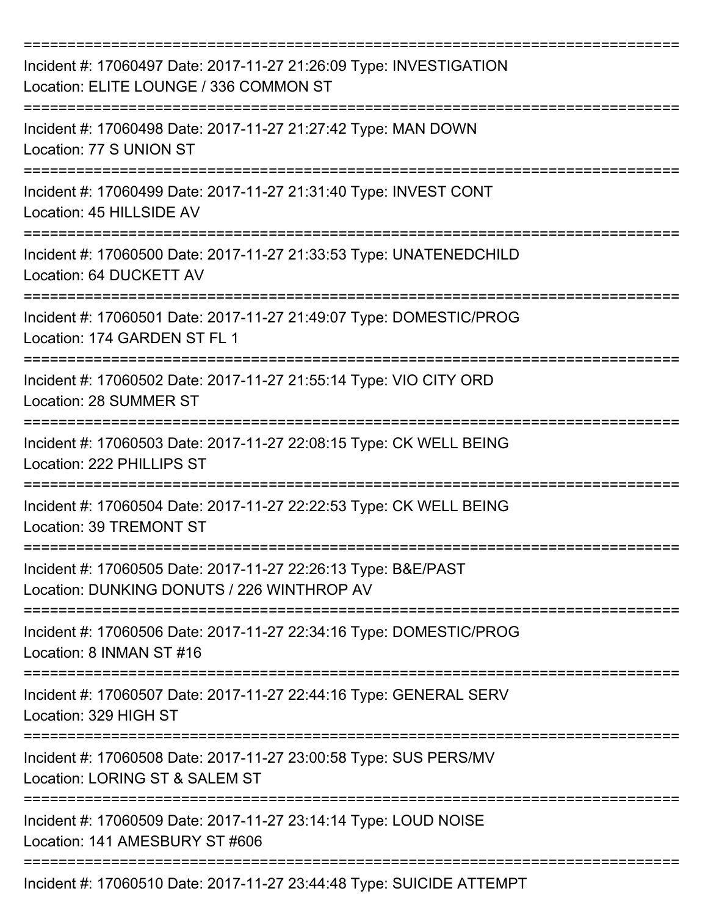===========================================================================

Incident #: 17060497 Date: 2017-11-27 21:26:09 Type: INVESTIGATION
Location: ELITE LOUNGE / 336 COMMON ST

===========================================================================

Incident #: 17060498 Date: 2017-11-27 21:27:42 Type: MAN DOWN
Location: 77 S UNION ST

===========================================================================

Incident #: 17060499 Date: 2017-11-27 21:31:40 Type: INVEST CONT
Location: 45 HILLSIDE AV

===========================================================================

Incident #: 17060500 Date: 2017-11-27 21:33:53 Type: UNATENEDCHILD
Location: 64 DUCKETT AV

===========================================================================

Incident #: 17060501 Date: 2017-11-27 21:49:07 Type: DOMESTIC/PROG
Location: 174 GARDEN ST FL 1

===========================================================================

Incident #: 17060502 Date: 2017-11-27 21:55:14 Type: VIO CITY ORD
Location: 28 SUMMER ST

===========================================================================

Incident #: 17060503 Date: 2017-11-27 22:08:15 Type: CK WELL BEING
Location: 222 PHILLIPS ST

===========================================================================

Incident #: 17060504 Date: 2017-11-27 22:22:53 Type: CK WELL BEING
Location: 39 TREMONT ST

===========================================================================

Incident #: 17060505 Date: 2017-11-27 22:26:13 Type: B&E/PAST
Location: DUNKING DONUTS / 226 WINTHROP AV

===========================================================================

Incident #: 17060506 Date: 2017-11-27 22:34:16 Type: DOMESTIC/PROG
Location: 8 INMAN ST #16

===========================================================================

Incident #: 17060507 Date: 2017-11-27 22:44:16 Type: GENERAL SERV
Location: 329 HIGH ST

===========================================================================

Incident #: 17060508 Date: 2017-11-27 23:00:58 Type: SUS PERS/MV
Location: LORING ST & SALEM ST

===========================================================================

Incident #: 17060509 Date: 2017-11-27 23:14:14 Type: LOUD NOISE
Location: 141 AMESBURY ST #606

===========================================================================

Incident #: 17060510 Date: 2017-11-27 23:44:48 Type: SUICIDE ATTEMPT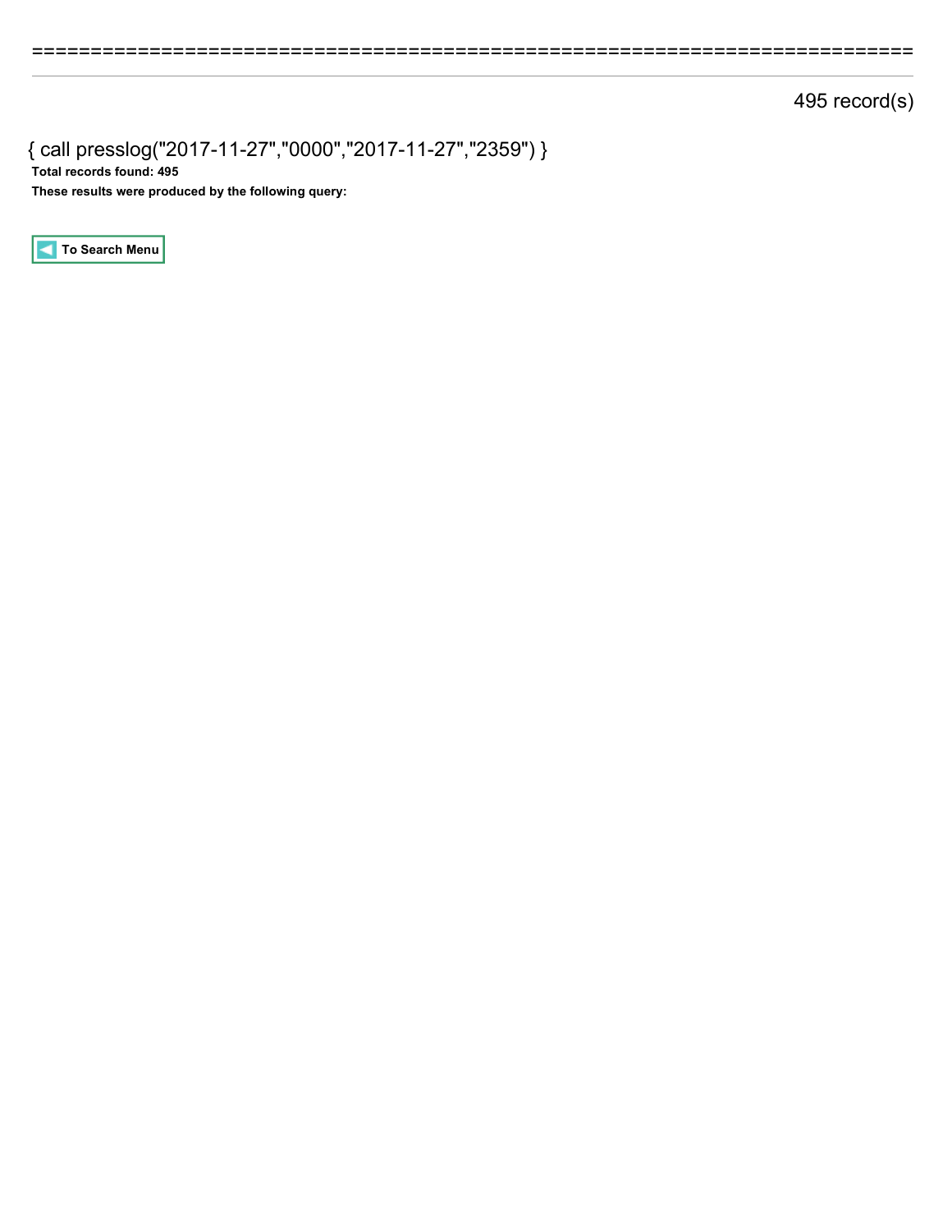================================================================

495 record(s)

{ call presslog("2017-11-27","0000","2017-11-27","2359") }

**Total records found: 495**

**These results were produced by the following query:**

**To Search Menu**